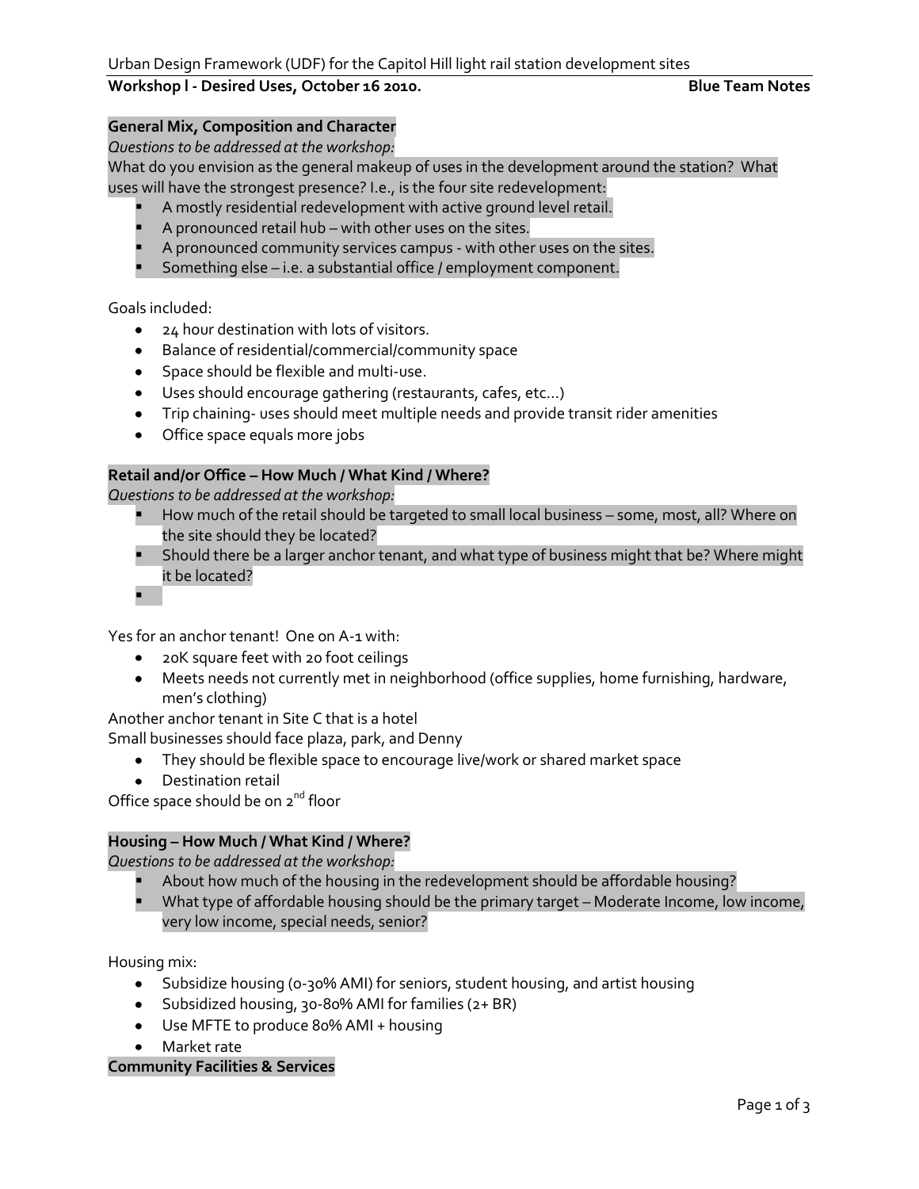Urban Design Framework (UDF) for the Capitol Hill light rail station development sites

**Workshop I - Desired Uses, October 16 2010. Blue Team Notes**

**General Mix, Composition and Character**

*Questions to be addressed at the workshop:*

What do you envision as the general makeup of uses in the development around the station? What uses will have the strongest presence? I.e., is the four site redevelopment:

- A mostly residential redevelopment with active ground level retail.
- A pronounced retail hub – with other uses on the sites.
- A pronounced community services campus - with other uses on the sites.
- Something else – i.e. a substantial office / employment component.

Goals included:

- 24 hour destination with lots of visitors.
- Balance of residential/commercial/community space
- Space should be flexible and multi-use.
- Uses should encourage gathering (restaurants, cafes, etc…)
- Trip chaining- uses should meet multiple needs and provide transit rider amenities
- Office space equals more jobs

**Retail and/or Office – How Much / What Kind / Where?**

*Questions to be addressed at the workshop:*

- How much of the retail should be targeted to small local business – some, most, all? Where on the site should they be located?
- Should there be a larger anchor tenant, and what type of business might that be? Where might it be located?
-

Yes for an anchor tenant! One on A-1 with:

- 20K square feet with 20 foot ceilings
- Meets needs not currently met in neighborhood (office supplies, home furnishing, hardware, men's clothing)

Another anchor tenant in Site C that is a hotel

Small businesses should face plaza, park, and Denny

- They should flexible space to encourage live/work or shared market space
- Destination retail

Office space should be on 2nd floor

**Housing – How Much / What Kind / Where?**

*Questions to be addressed at the workshop:*

- About how much of the housing in the redevelopment should be affordable housing?
- What type of affordable housing should be the primary target – Moderate Income, low income, very low income, special needs, senior?

Housing mix:

- Subsidize housing (0-30% AMI) for seniors, student housing, and artist housing
- Subsidized housing, 30-80% AMI for families (2+ BR)
- Use MFTE to produce 80% AMI + housing
- Market rate

**Community Facilities & Services**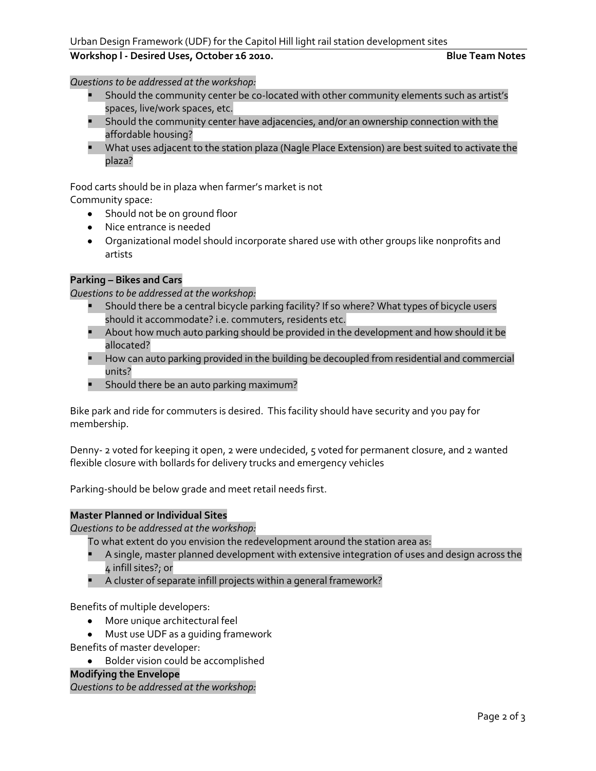*Questions to be addressed at the workshop:*

- Should the community center be co-located with other community elements such as artist's spaces, live/work spaces, etc.
- Should the community center have adjacencies, and/or an ownership connection with the affordable housing?
- What uses adjacent to the station plaza (Nagle Place Extension) are best suited to activate the plaza?

Food carts should be in plaza when farmer's market is not

Community space:

- Should not be on ground floor
- Nice entrance is needed
- Organizational model should incorporate shared use with other groups like nonprofits and artists

**Parking – Bikes and Cars**

*Questions to be addressed at the workshop:*

- Should there be a central bicycle parking facility? If so where? What types of bicycle users should it accommodate? i.e. commuters, residents etc.
- About how much auto parking should be provided in the development and how should it be allocated?
- How can auto parking provided in the building be decoupled from residential and commercial units?
- Should there be an auto parking maximum?

Bike park and ride for commuters is desired. This facility should have security and you pay for membership.

Denny- 2 voted for keeping it open, 2 were undecided, 5 voted for permanent closure, and 2 wanted flexible closure with bollards for delivery trucks and emergency vehicles

Parking-should be below grade and meet retail needs first.

**Master Planned or Individual Sites**

*Questions to be addressed at the workshop:*

To what extent do you envision the redevelopment around the station area as:

- A single, master planned development with extensive integration of uses and design across the 4 infill sites?; or
- A cluster of separate infill projects within a general framework?

Benefits of multiple developers:

- More unique architectural feel
- Must use UDF as a guiding framework

Benefits of master developer:

- Bolder vision could be accomplished

**Modifying the Envelope**

*Questions to be addressed at the workshop:*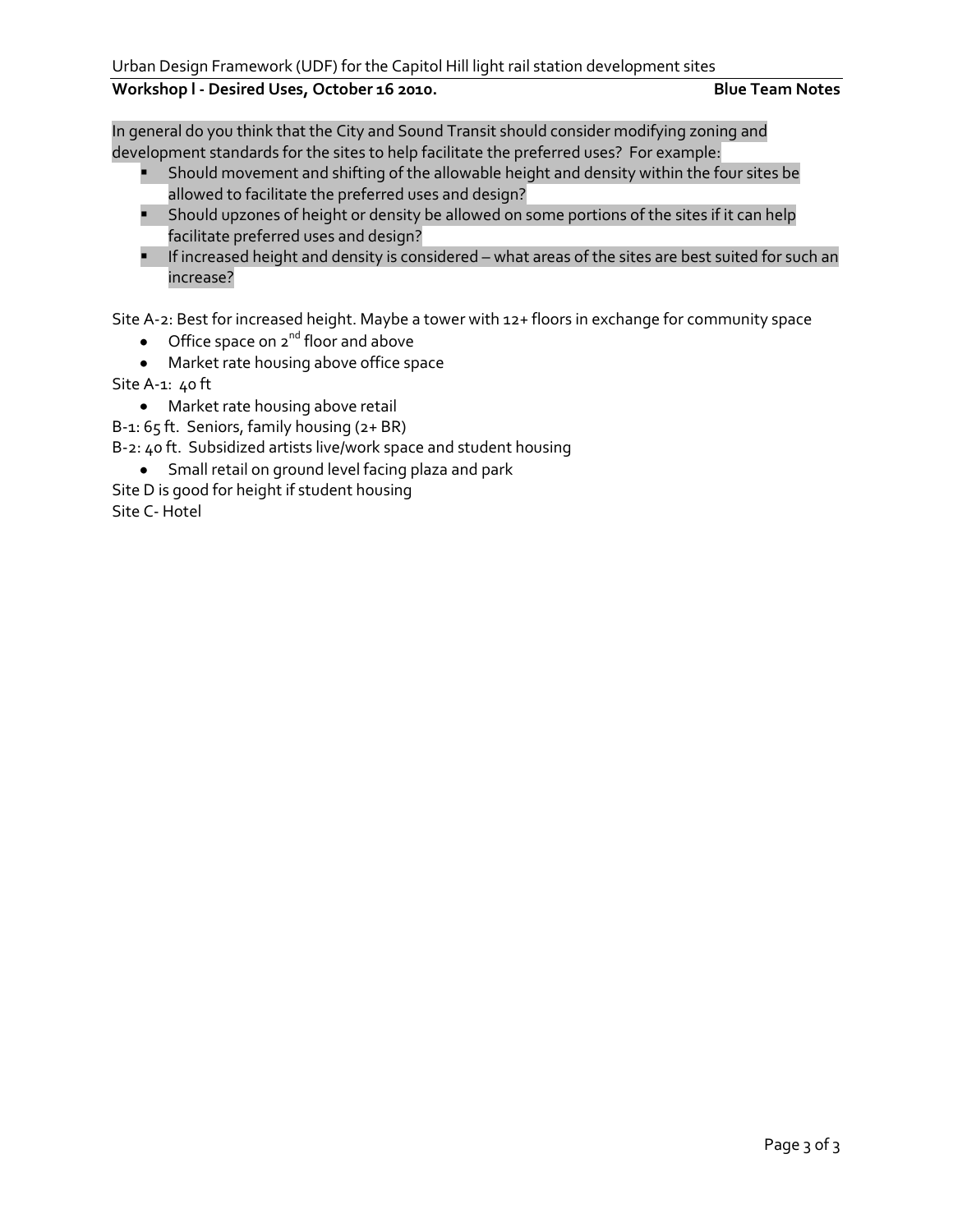In general do you think that the City and Sound Transit should consider modifying zoning and development standards for the sites to help facilitate the preferred uses? For example:

- Should movement and shifting of the allowable height and density within the four sites be allowed to facilitate the preferred uses and design?
- Should upzones of height or density be allowed on some portions of the sites if it can help facilitate preferred uses and design?
- If increased height and density is considered – what areas of the sites are best suited for such an increase?

Site A-2: Best for increased height. Maybe a tower with 12+ floors in exchange for community space

- Office space on 2nd floor and above
- Market rate housing above office space

Site A-1: 40 ft

- Market rate housing above retail

B-1: 65 ft. Seniors, family housing (2+ BR)

B-2: 40 ft. Subsidized artists live/work space and student housing

- Small retail on ground level facing plaza and park

Site D is good for height if student housing

Site C- Hotel